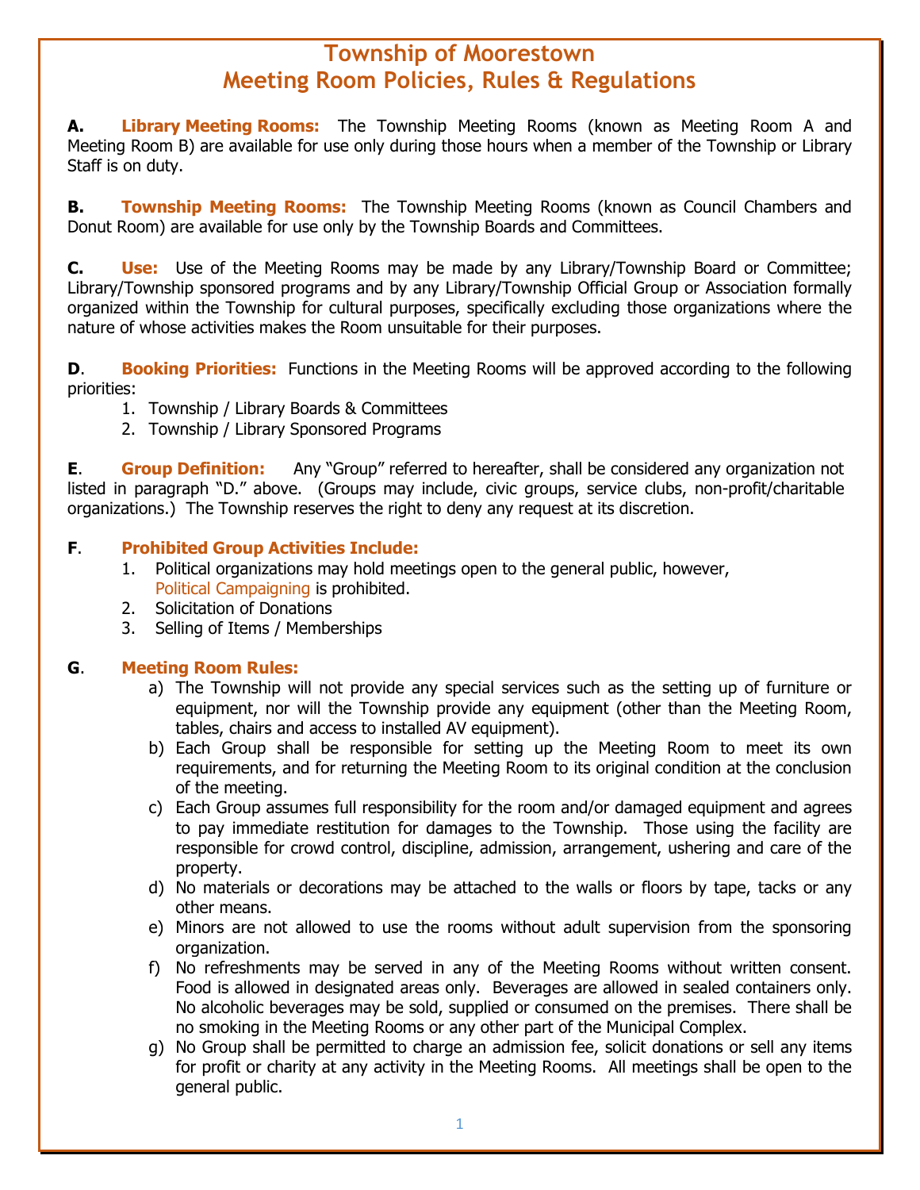# Township of Moorestown
## Meeting Room Policies, Rules & Regulations

**A. Library Meeting Rooms:** The Township Meeting Rooms (known as Meeting Room A and Meeting Room B) are available for use only during those hours when a member of the Township or Library Staff is on duty.

**B. Township Meeting Rooms:** The Township Meeting Rooms (known as Council Chambers and Donut Room) are available for use only by the Township Boards and Committees.

**C. Use:** Use of the Meeting Rooms may be made by any Library/Township Board or Committee; Library/Township sponsored programs and by any Library/Township Official Group or Association formally organized within the Township for cultural purposes, specifically excluding those organizations where the nature of whose activities makes the Room unsuitable for their purposes.

**D. Booking Priorities:** Functions in the Meeting Rooms will be approved according to the following priorities:

1. Township / Library Boards & Committees
2. Township / Library Sponsored Programs

**E. Group Definition:** Any "Group" referred to hereafter, shall be considered any organization not listed in paragraph "D." above. (Groups may include, civic groups, service clubs, non-profit/charitable organizations.) The Township reserves the right to deny any request at its discretion.

**F. Prohibited Group Activities Include:**

1. Political organizations may hold meetings open to the general public, however, Political Campaigning is prohibited.
2. Solicitation of Donations
3. Selling of Items / Memberships

**G. Meeting Room Rules:**

a) The Township will not provide any special services such as the setting up of furniture or equipment, nor will the Township provide any equipment (other than the Meeting Room, tables, chairs and access to installed AV equipment).

b) Each Group shall be responsible for setting up the Meeting Room to meet its own requirements, and for returning the Meeting Room to its original condition at the conclusion of the meeting.

c) Each Group assumes full responsibility for the room and/or damaged equipment and agrees to pay immediate restitution for damages to the Township. Those using the facility are responsible for crowd control, discipline, admission, arrangement, ushering and care of the property.

d) No materials or decorations may be attached to the walls or floors by tape, tacks or any other means.

e) Minors are not allowed to use the rooms without adult supervision from the sponsoring organization.

f) No refreshments may be served in any of the Meeting Rooms without written consent. Food is allowed in designated areas only. Beverages are allowed in sealed containers only. No alcoholic beverages may be sold, supplied or consumed on the premises. There shall be no smoking in the Meeting Rooms or any other part of the Municipal Complex.

g) No Group shall be permitted to charge an admission fee, solicit donations or sell any items for profit or charity at any activity in the Meeting Rooms. All meetings shall be open to the general public.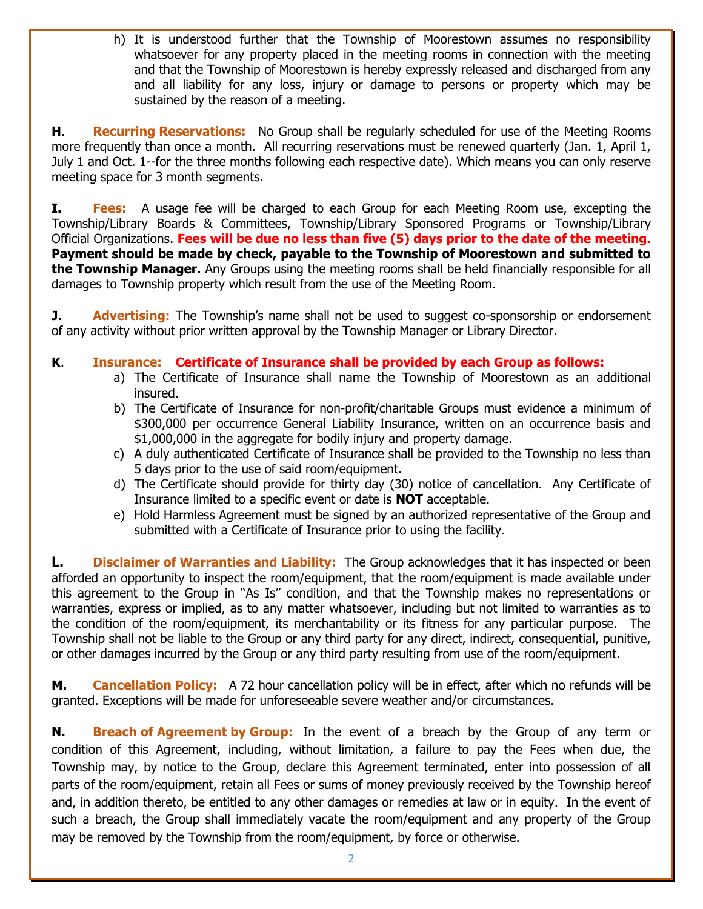h) It is understood further that the Township of Moorestown assumes no responsibility whatsoever for any property placed in the meeting rooms in connection with the meeting and that the Township of Moorestown is hereby expressly released and discharged from any and all liability for any loss, injury or damage to persons or property which may be sustained by the reason of a meeting.

**H**. **Recurring Reservations:** No Group shall be regularly scheduled for use of the Meeting Rooms more frequently than once a month. All recurring reservations must be renewed quarterly (Jan. 1, April 1, July 1 and Oct. 1--for the three months following each respective date). Which means you can only reserve meeting space for 3 month segments.

**I.** **Fees:** A usage fee will be charged to each Group for each Meeting Room use, excepting the Township/Library Boards & Committees, Township/Library Sponsored Programs or Township/Library Official Organizations. **Fees will be due no less than five (5) days prior to the date of the meeting. Payment should be made by check, payable to the Township of Moorestown and submitted to the Township Manager.** Any Groups using the meeting rooms shall be held financially responsible for all damages to Township property which result from the use of the Meeting Room.

**J.** **Advertising:** The Township's name shall not be used to suggest co-sponsorship or endorsement of any activity without prior written approval by the Township Manager or Library Director.

**K**. **Insurance:** **Certificate of Insurance shall be provided by each Group as follows:**

a) The Certificate of Insurance shall name the Township of Moorestown as an additional insured.
b) The Certificate of Insurance for non-profit/charitable Groups must evidence a minimum of $300,000 per occurrence General Liability Insurance, written on an occurrence basis and $1,000,000 in the aggregate for bodily injury and property damage.
c) A duly authenticated Certificate of Insurance shall be provided to the Township no less than 5 days prior to the use of said room/equipment.
d) The Certificate should provide for thirty day (30) notice of cancellation. Any Certificate of Insurance limited to a specific event or date is **NOT** acceptable.
e) Hold Harmless Agreement must be signed by an authorized representative of the Group and submitted with a Certificate of Insurance prior to using the facility.

**L.** **Disclaimer of Warranties and Liability:** The Group acknowledges that it has inspected or been afforded an opportunity to inspect the room/equipment, that the room/equipment is made available under this agreement to the Group in "As Is" condition, and that the Township makes no representations or warranties, express or implied, as to any matter whatsoever, including but not limited to warranties as to the condition of the room/equipment, its merchantability or its fitness for any particular purpose. The Township shall not be liable to the Group or any third party for any direct, indirect, consequential, punitive, or other damages incurred by the Group or any third party resulting from use of the room/equipment.

**M.** **Cancellation Policy:** A 72 hour cancellation policy will be in effect, after which no refunds will be granted. Exceptions will be made for unforeseeable severe weather and/or circumstances.

**N.** **Breach of Agreement by Group:** In the event of a breach by the Group of any term or condition of this Agreement, including, without limitation, a failure to pay the Fees when due, the Township may, by notice to the Group, declare this Agreement terminated, enter into possession of all parts of the room/equipment, retain all Fees or sums of money previously received by the Township hereof and, in addition thereto, be entitled to any other damages or remedies at law or in equity. In the event of such a breach, the Group shall immediately vacate the room/equipment and any property of the Group may be removed by the Township from the room/equipment, by force or otherwise.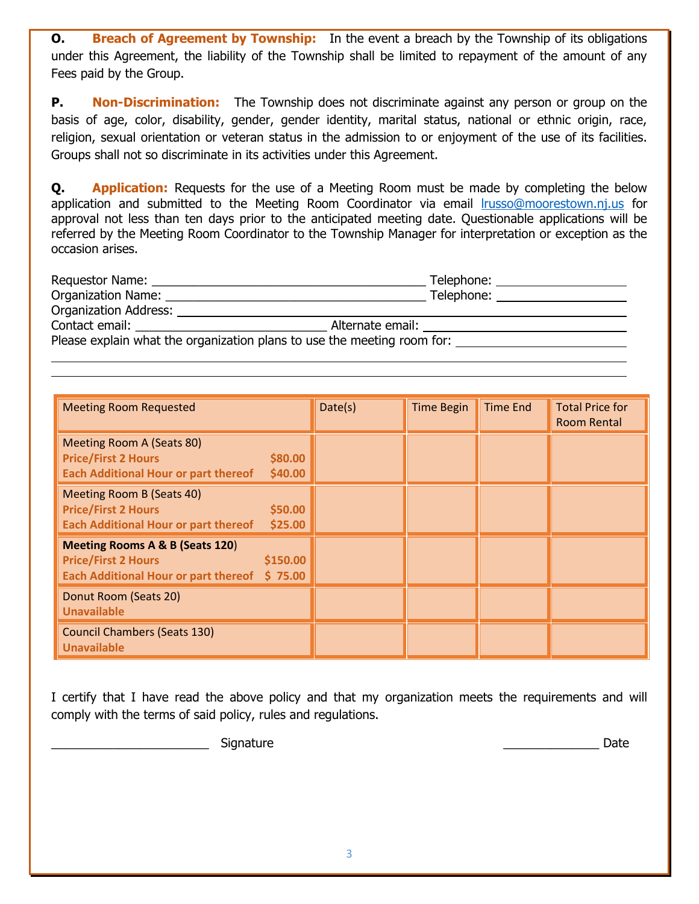**O. Breach of Agreement by Township:** In the event a breach by the Township of its obligations under this Agreement, the liability of the Township shall be limited to repayment of the amount of any Fees paid by the Group.

**P. Non-Discrimination:** The Township does not discriminate against any person or group on the basis of age, color, disability, gender, gender identity, marital status, national or ethnic origin, race, religion, sexual orientation or veteran status in the admission to or enjoyment of the use of its facilities. Groups shall not so discriminate in its activities under this Agreement.

**Q. Application:** Requests for the use of a Meeting Room must be made by completing the below application and submitted to the Meeting Room Coordinator via email lrusso@moorestown.nj.us for approval not less than ten days prior to the anticipated meeting date. Questionable applications will be referred by the Meeting Room Coordinator to the Township Manager for interpretation or exception as the occasion arises.

Requestor Name: ________________________________________ Telephone: __________________

Organization Name: ______________________________________ Telephone: __________________

Organization Address: ______________________________________________________________

Contact email: ____________________________ Alternate email: ______________________________

Please explain what the organization plans to use the meeting room for: ________________________

______________________________________________________________________________

______________________________________________________________________________

| Meeting Room Requested | Date(s) | Time Begin | Time End | Total Price for Room Rental |
|---|---|---|---|---|
| Meeting Room A (Seats 80)<br>**Price/First 2 Hours $80.00**<br>**Each Additional Hour or part thereof $40.00** | | | | |
| Meeting Room B (Seats 40)<br>**Price/First 2 Hours $50.00**<br>**Each Additional Hour or part thereof $25.00** | | | | |
| **Meeting Rooms A & B (Seats 120)**<br>**Price/First 2 Hours $150.00**<br>**Each Additional Hour or part thereof $ 75.00** | | | | |
| Donut Room (Seats 20)<br>**Unavailable** | | | | |
| Council Chambers (Seats 130)<br>**Unavailable** | | | | |

I certify that I have read the above policy and that my organization meets the requirements and will comply with the terms of said policy, rules and regulations.

_______________________ Signature ______________ Date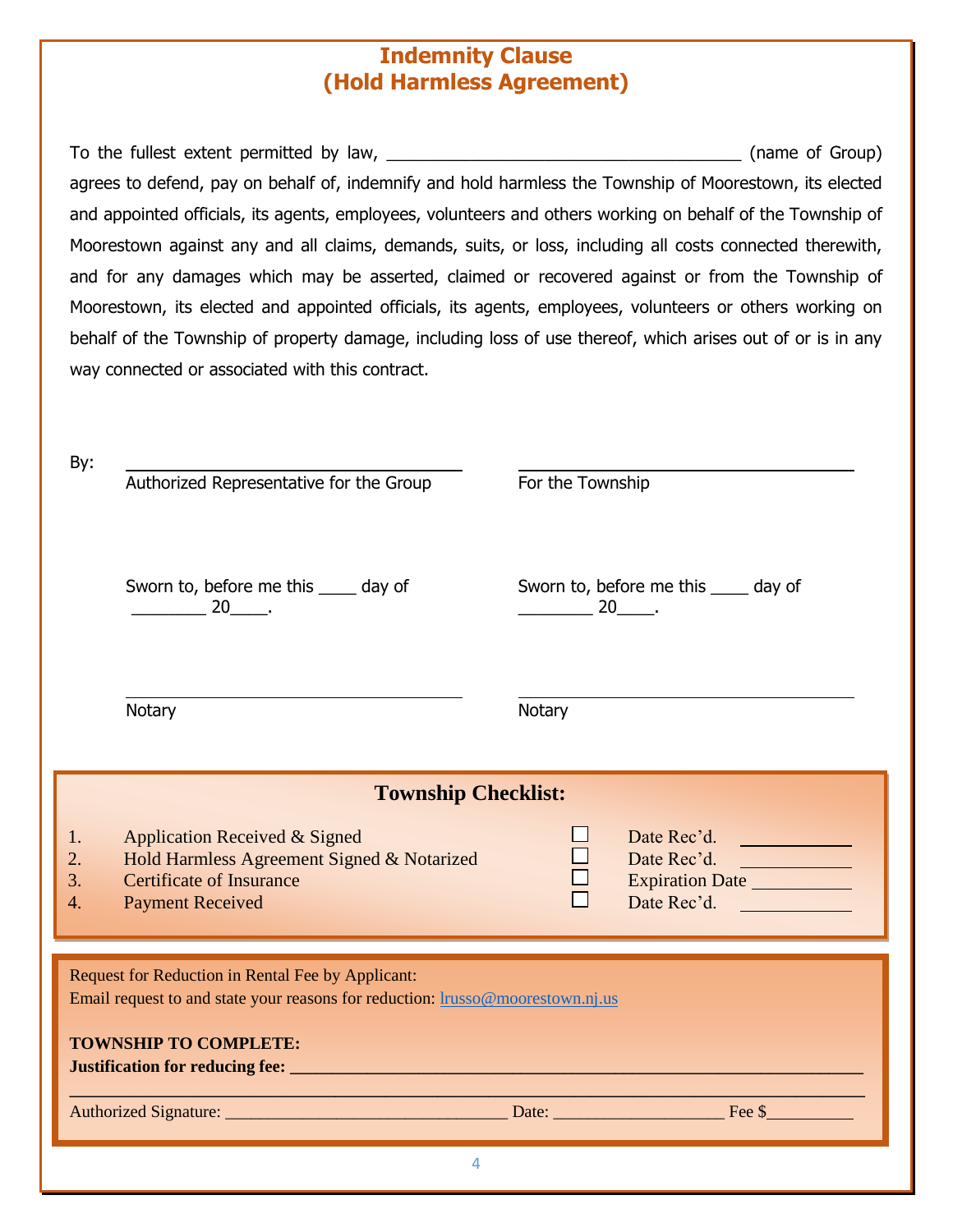## Indemnity Clause
## (Hold Harmless Agreement)

To the fullest extent permitted by law, ______________________________________ (name of Group) agrees to defend, pay on behalf of, indemnify and hold harmless the Township of Moorestown, its elected and appointed officials, its agents, employees, volunteers and others working on behalf of the Township of Moorestown against any and all claims, demands, suits, or loss, including all costs connected therewith, and for any damages which may be asserted, claimed or recovered against or from the Township of Moorestown, its elected and appointed officials, its agents, employees, volunteers or others working on behalf of the Township of property damage, including loss of use thereof, which arises out of or is in any way connected or associated with this contract.

By: ______________________________________
Authorized Representative for the Group

______________________________________
For the Township

Sworn to, before me this ____ day of ________ 20____.

______________________________________
Notary

Sworn to, before me this ____ day of ________ 20____.

______________________________________
Notary

### Township Checklist:

| | | | |
|---|---|---|---|
| 1. | Application Received & Signed | ☐ | Date Rec'd. ___________ |
| 2. | Hold Harmless Agreement Signed & Notarized | ☐ | Date Rec'd. ___________ |
| 3. | Certificate of Insurance | ☐ | Expiration Date ___________ |
| 4. | Payment Received | ☐ | Date Rec'd. ___________ |

Request for Reduction in Rental Fee by Applicant:
Email request to and state your reasons for reduction: lrusso@moorestown.nj.us

**TOWNSHIP TO COMPLETE:**
**Justification for reducing fee:** ______________________________________________________________
______________________________________________________________________________

Authorized Signature: ________________________________ Date: ____________________ Fee $__________